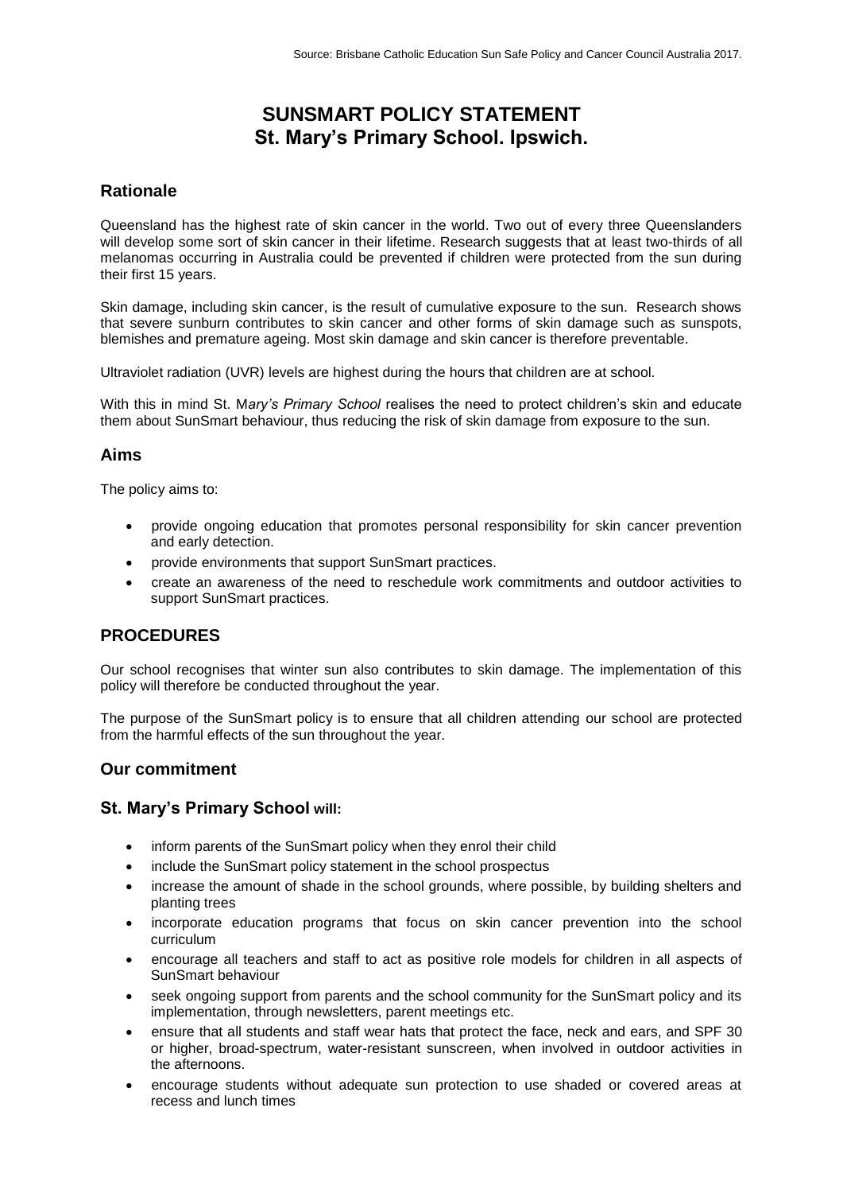Source: Brisbane Catholic Education Sun Safe Policy and Cancer Council Australia 2017.

# SUNSMART POLICY STATEMENT
# St. Mary's Primary School. Ipswich.

## Rationale

Queensland has the highest rate of skin cancer in the world. Two out of every three Queenslanders will develop some sort of skin cancer in their lifetime. Research suggests that at least two-thirds of all melanomas occurring in Australia could be prevented if children were protected from the sun during their first 15 years.

Skin damage, including skin cancer, is the result of cumulative exposure to the sun. Research shows that severe sunburn contributes to skin cancer and other forms of skin damage such as sunspots, blemishes and premature ageing. Most skin damage and skin cancer is therefore preventable.

Ultraviolet radiation (UVR) levels are highest during the hours that children are at school.

With this in mind St. M*ary's Primary School* realises the need to protect children's skin and educate them about SunSmart behaviour, thus reducing the risk of skin damage from exposure to the sun.

## Aims

The policy aims to:

- provide ongoing education that promotes personal responsibility for skin cancer prevention and early detection.
- provide environments that support SunSmart practices.
- create an awareness of the need to reschedule work commitments and outdoor activities to support SunSmart practices.

## PROCEDURES

Our school recognises that winter sun also contributes to skin damage. The implementation of this policy will therefore be conducted throughout the year.

The purpose of the SunSmart policy is to ensure that all children attending our school are protected from the harmful effects of the sun throughout the year.

## Our commitment

### St. Mary's Primary School will:

- inform parents of the SunSmart policy when they enrol their child
- include the SunSmart policy statement in the school prospectus
- increase the amount of shade in the school grounds, where possible, by building shelters and planting trees
- incorporate education programs that focus on skin cancer prevention into the school curriculum
- encourage all teachers and staff to act as positive role models for children in all aspects of SunSmart behaviour
- seek ongoing support from parents and the school community for the SunSmart policy and its implementation, through newsletters, parent meetings etc.
- ensure that all students and staff wear hats that protect the face, neck and ears, and SPF 30 or higher, broad-spectrum, water-resistant sunscreen, when involved in outdoor activities in the afternoons.
- encourage students without adequate sun protection to use shaded or covered areas at recess and lunch times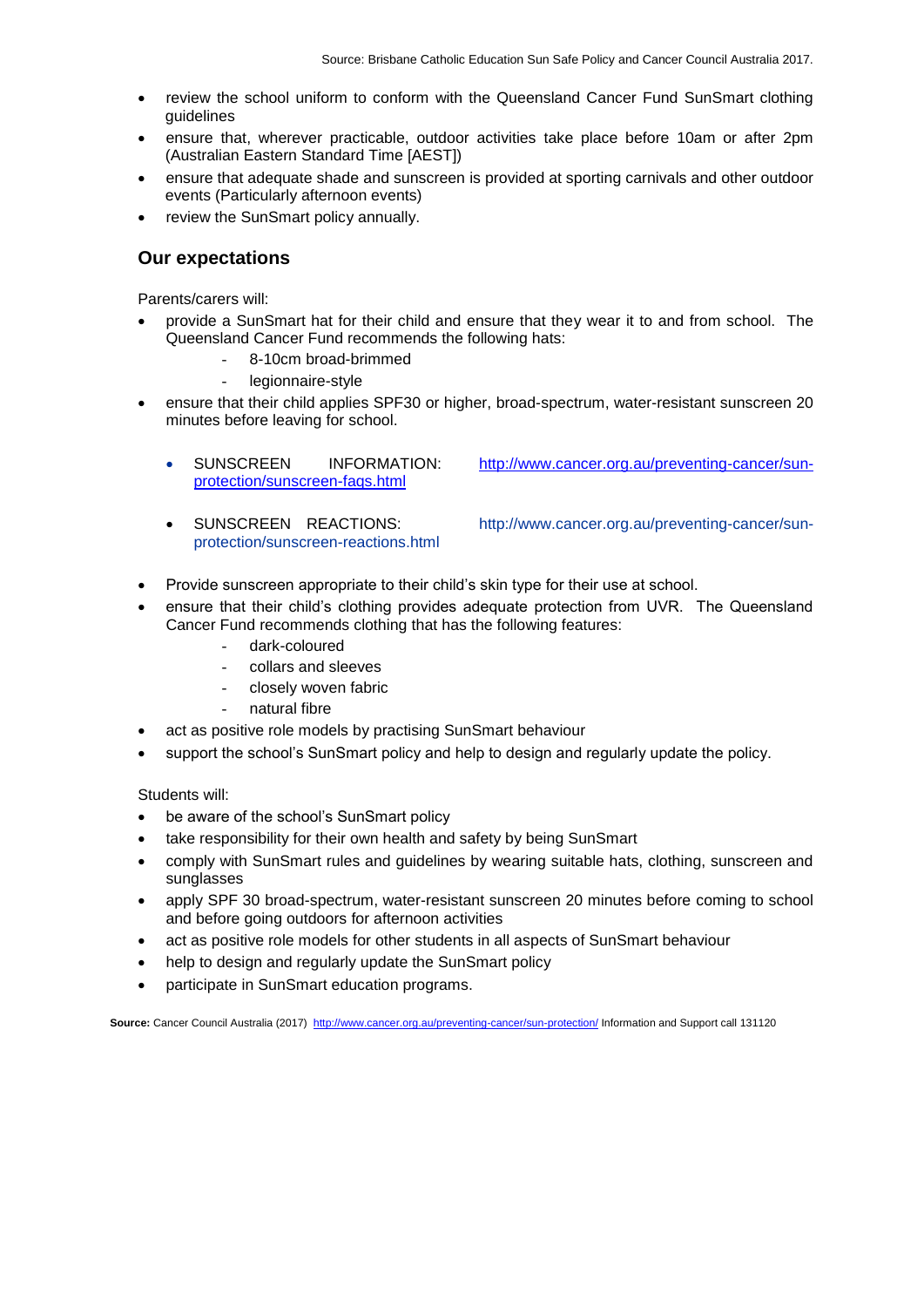- review the school uniform to conform with the Queensland Cancer Fund SunSmart clothing guidelines
- ensure that, wherever practicable, outdoor activities take place before 10am or after 2pm (Australian Eastern Standard Time [AEST])
- ensure that adequate shade and sunscreen is provided at sporting carnivals and other outdoor events (Particularly afternoon events)
- review the SunSmart policy annually.

## Our expectations

Parents/carers will:

- provide a SunSmart hat for their child and ensure that they wear it to and from school. The Queensland Cancer Fund recommends the following hats:
  - 8-10cm broad-brimmed
  - legionnaire-style
- ensure that their child applies SPF30 or higher, broad-spectrum, water-resistant sunscreen 20 minutes before leaving for school.
  - SUNSCREEN INFORMATION: http://www.cancer.org.au/preventing-cancer/sun-protection/sunscreen-faqs.html
  - SUNSCREEN REACTIONS: http://www.cancer.org.au/preventing-cancer/sun-protection/sunscreen-reactions.html
- Provide sunscreen appropriate to their child's skin type for their use at school.
- ensure that their child's clothing provides adequate protection from UVR. The Queensland Cancer Fund recommends clothing that has the following features:
  - dark-coloured
  - collars and sleeves
  - closely woven fabric
  - natural fibre
- act as positive role models by practising SunSmart behaviour
- support the school's SunSmart policy and help to design and regularly update the policy.

Students will:

- be aware of the school's SunSmart policy
- take responsibility for their own health and safety by being SunSmart
- comply with SunSmart rules and guidelines by wearing suitable hats, clothing, sunscreen and sunglasses
- apply SPF 30 broad-spectrum, water-resistant sunscreen 20 minutes before coming to school and before going outdoors for afternoon activities
- act as positive role models for other students in all aspects of SunSmart behaviour
- help to design and regularly update the SunSmart policy
- participate in SunSmart education programs.

**Source:** Cancer Council Australia (2017) http://www.cancer.org.au/preventing-cancer/sun-protection/ Information and Support call 131120